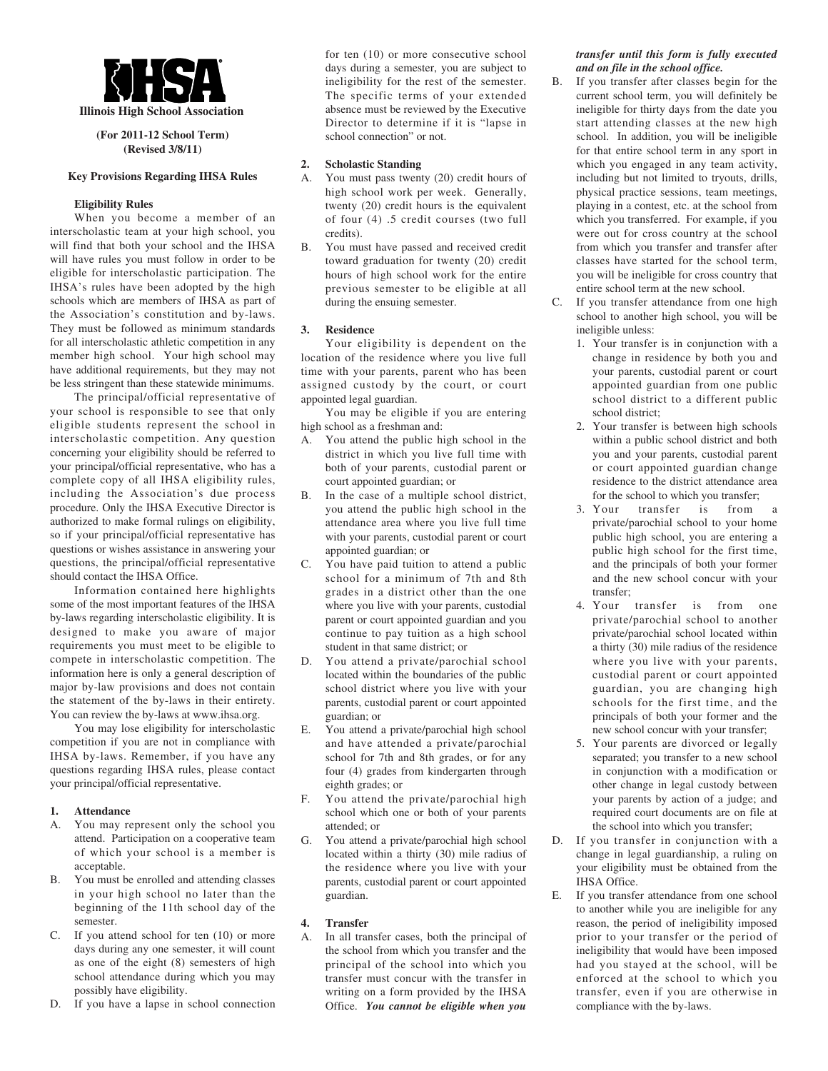**Illinois High School Association**

**(For 2011-12 School Term)**
**(Revised 3/8/11)**

**Key Provisions Regarding IHSA Rules**

**Eligibility Rules**

When you become a member of an interscholastic team at your high school, you will find that both your school and the IHSA will have rules you must follow in order to be eligible for interscholastic participation. The IHSA's rules have been adopted by the high schools which are members of IHSA as part of the Association's constitution and by-laws. They must be followed as minimum standards for all interscholastic athletic competition in any member high school. Your high school may have additional requirements, but they may not be less stringent than these statewide minimums.

The principal/official representative of your school is responsible to see that only eligible students represent the school in interscholastic competition. Any question concerning your eligibility should be referred to your principal/official representative, who has a complete copy of all IHSA eligibility rules, including the Association's due process procedure. Only the IHSA Executive Director is authorized to make formal rulings on eligibility, so if your principal/official representative has questions or wishes assistance in answering your questions, the principal/official representative should contact the IHSA Office.

Information contained here highlights some of the most important features of the IHSA by-laws regarding interscholastic eligibility. It is designed to make you aware of major requirements you must meet to be eligible to compete in interscholastic competition. The information here is only a general description of major by-law provisions and does not contain the statement of the by-laws in their entirety. You can review the by-laws at www.ihsa.org.

You may lose eligibility for interscholastic competition if you are not in compliance with IHSA by-laws. Remember, if you have any questions regarding IHSA rules, please contact your principal/official representative.

**1. Attendance**

A. You may represent only the school you attend. Participation on a cooperative team of which your school is a member is acceptable.

B. You must be enrolled and attending classes in your high school no later than the beginning of the 11th school day of the semester.

C. If you attend school for ten (10) or more days during any one semester, it will count as one of the eight (8) semesters of high school attendance during which you may possibly have eligibility.

D. If you have a lapse in school connection for ten (10) or more consecutive school days during a semester, you are subject to ineligibility for the rest of the semester. The specific terms of your extended absence must be reviewed by the Executive Director to determine if it is "lapse in school connection" or not.

**2. Scholastic Standing**

A. You must pass twenty (20) credit hours of high school work per week. Generally, twenty (20) credit hours is the equivalent of four (4) .5 credit courses (two full credits).

B. You must have passed and received credit toward graduation for twenty (20) credit hours of high school work for the entire previous semester to be eligible at all during the ensuing semester.

**3. Residence**

Your eligibility is dependent on the location of the residence where you live full time with your parents, parent who has been assigned custody by the court, or court appointed legal guardian.

You may be eligible if you are entering high school as a freshman and:

A. You attend the public high school in the district in which you live full time with both of your parents, custodial parent or court appointed guardian; or

B. In the case of a multiple school district, you attend the public high school in the attendance area where you live full time with your parents, custodial parent or court appointed guardian; or

C. You have paid tuition to attend a public school for a minimum of 7th and 8th grades in a district other than the one where you live with your parents, custodial parent or court appointed guardian and you continue to pay tuition as a high school student in that same district; or

D. You attend a private/parochial school located within the boundaries of the public school district where you live with your parents, custodial parent or court appointed guardian; or

E. You attend a private/parochial high school and have attended a private/parochial school for 7th and 8th grades, or for any four (4) grades from kindergarten through eighth grades; or

F. You attend the private/parochial high school which one or both of your parents attended; or

G. You attend a private/parochial high school located within a thirty (30) mile radius of the residence where you live with your parents, custodial parent or court appointed guardian.

**4. Transfer**

A. In all transfer cases, both the principal of the school from which you transfer and the principal of the school into which you transfer must concur with the transfer in writing on a form provided by the IHSA Office. ***You cannot be eligible when you transfer until this form is fully executed and on file in the school office.***

B. If you transfer after classes begin for the current school term, you will definitely be ineligible for thirty days from the date you start attending classes at the new high school. In addition, you will be ineligible for that entire school term in any sport in which you engaged in any team activity, including but not limited to tryouts, drills, physical practice sessions, team meetings, playing in a contest, etc. at the school from which you transferred. For example, if you were out for cross country at the school from which you transfer and transfer after classes have started for the school term, you will be ineligible for cross country that entire school term at the new school.

C. If you transfer attendance from one high school to another high school, you will be ineligible unless:
   1. Your transfer is in conjunction with a change in residence by both you and your parents, custodial parent or court appointed guardian from one public school district to a different public school district;
   2. Your transfer is between high schools within a public school district and both you and your parents, custodial parent or court appointed guardian change residence to the district attendance area for the school to which you transfer;
   3. Your transfer is from a private/parochial school to your home public high school, you are entering a public high school for the first time, and the principals of both your former and the new school concur with your transfer;
   4. Your transfer is from one private/parochial school to another private/parochial school located within a thirty (30) mile radius of the residence where you live with your parents, custodial parent or court appointed guardian, you are changing high schools for the first time, and the principals of both your former and the new school concur with your transfer;
   5. Your parents are divorced or legally separated; you transfer to a new school in conjunction with a modification or other change in legal custody between your parents by action of a judge; and required court documents are on file at the school into which you transfer;

D. If you transfer in conjunction with a change in legal guardianship, a ruling on your eligibility must be obtained from the IHSA Office.

E. If you transfer attendance from one school to another while you are ineligible for any reason, the period of ineligibility imposed prior to your transfer or the period of ineligibility that would have been imposed had you stayed at the school, will be enforced at the school to which you transfer, even if you are otherwise in compliance with the by-laws.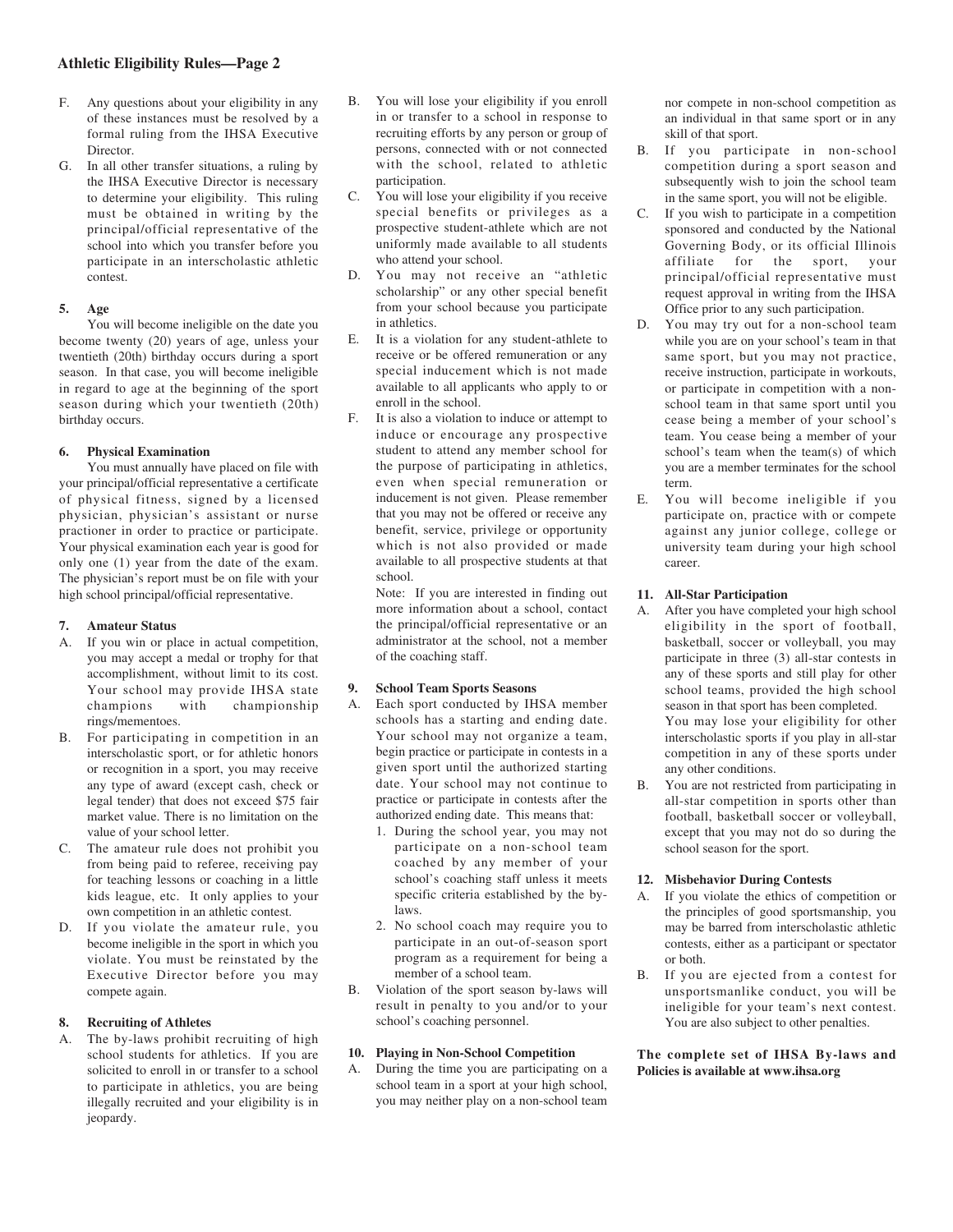F. Any questions about your eligibility in any of these instances must be resolved by a formal ruling from the IHSA Executive Director.

G. In all other transfer situations, a ruling by the IHSA Executive Director is necessary to determine your eligibility. This ruling must be obtained in writing by the principal/official representative of the school into which you transfer before you participate in an interscholastic athletic contest.

### 5. Age

You will become ineligible on the date you become twenty (20) years of age, unless your twentieth (20th) birthday occurs during a sport season. In that case, you will become ineligible in regard to age at the beginning of the sport season during which your twentieth (20th) birthday occurs.

### 6. Physical Examination

You must annually have placed on file with your principal/official representative a certificate of physical fitness, signed by a licensed physician, physician's assistant or nurse practioner in order to practice or participate. Your physical examination each year is good for only one (1) year from the date of the exam. The physician's report must be on file with your high school principal/official representative.

### 7. Amateur Status

A. If you win or place in actual competition, you may accept a medal or trophy for that accomplishment, without limit to its cost. Your school may provide IHSA state champions with championship rings/mementoes.

B. For participating in competition in an interscholastic sport, or for athletic honors or recognition in a sport, you may receive any type of award (except cash, check or legal tender) that does not exceed $75 fair market value. There is no limitation on the value of your school letter.

C. The amateur rule does not prohibit you from being paid to referee, receiving pay for teaching lessons or coaching in a little kids league, etc. It only applies to your own competition in an athletic contest.

D. If you violate the amateur rule, you become ineligible in the sport in which you violate. You must be reinstated by the Executive Director before you may compete again.

### 8. Recruiting of Athletes

A. The by-laws prohibit recruiting of high school students for athletics. If you are solicited to enroll in or transfer to a school to participate in athletics, you are being illegally recruited and your eligibility is in jeopardy.

B. You will lose your eligibility if you enroll in or transfer to a school in response to recruiting efforts by any person or group of persons, connected with or not connected with the school, related to athletic participation.

C. You will lose your eligibility if you receive special benefits or privileges as a prospective student-athlete which are not uniformly made available to all students who attend your school.

D. You may not receive an "athletic scholarship" or any other special benefit from your school because you participate in athletics.

E. It is a violation for any student-athlete to receive or be offered remuneration or any special inducement which is not made available to all applicants who apply to or enroll in the school.

F. It is also a violation to induce or attempt to induce or encourage any prospective student to attend any member school for the purpose of participating in athletics, even when special remuneration or inducement is not given. Please remember that you may not be offered or receive any benefit, service, privilege or opportunity which is not also provided or made available to all prospective students at that school.

Note: If you are interested in finding out more information about a school, contact the principal/official representative or an administrator at the school, not a member of the coaching staff.

### 9. School Team Sports Seasons

A. Each sport conducted by IHSA member schools has a starting and ending date. Your school may not organize a team, begin practice or participate in contests in a given sport until the authorized starting date. Your school may not continue to practice or participate in contests after the authorized ending date. This means that:

1. During the school year, you may not participate on a non-school team coached by any member of your school's coaching staff unless it meets specific criteria established by the by-laws.
2. No school coach may require you to participate in an out-of-season sport program as a requirement for being a member of a school team.

B. Violation of the sport season by-laws will result in penalty to you and/or to your school's coaching personnel.

### 10. Playing in Non-School Competition

A. During the time you are participating on a school team in a sport at your high school, you may neither play on a non-school team nor compete in non-school competition as an individual in that same sport or in any skill of that sport.

B. If you participate in non-school competition during a sport season and subsequently wish to join the school team in the same sport, you will not be eligible.

C. If you wish to participate in a competition sponsored and conducted by the National Governing Body, or its official Illinois affiliate for the sport, your principal/official representative must request approval in writing from the IHSA Office prior to any such participation.

D. You may try out for a non-school team while you are on your school's team in that same sport, but you may not practice, receive instruction, participate in workouts, or participate in competition with a non-school team in that same sport until you cease being a member of your school's team. You cease being a member of your school's team when the team(s) of which you are a member terminates for the school term.

E. You will become ineligible if you participate on, practice with or compete against any junior college, college or university team during your high school career.

### 11. All-Star Participation

A. After you have completed your high school eligibility in the sport of football, basketball, soccer or volleyball, you may participate in three (3) all-star contests in any of these sports and still play for other school teams, provided the high school season in that sport has been completed.
You may lose your eligibility for other interscholastic sports if you play in all-star competition in any of these sports under any other conditions.

B. You are not restricted from participating in all-star competition in sports other than football, basketball soccer or volleyball, except that you may not do so during the school season for the sport.

### 12. Misbehavior During Contests

A. If you violate the ethics of competition or the principles of good sportsmanship, you may be barred from interscholastic athletic contests, either as a participant or spectator or both.

B. If you are ejected from a contest for unsportsmanlike conduct, you will be ineligible for your team's next contest. You are also subject to other penalties.

**The complete set of IHSA By-laws and Policies is available at www.ihsa.org**